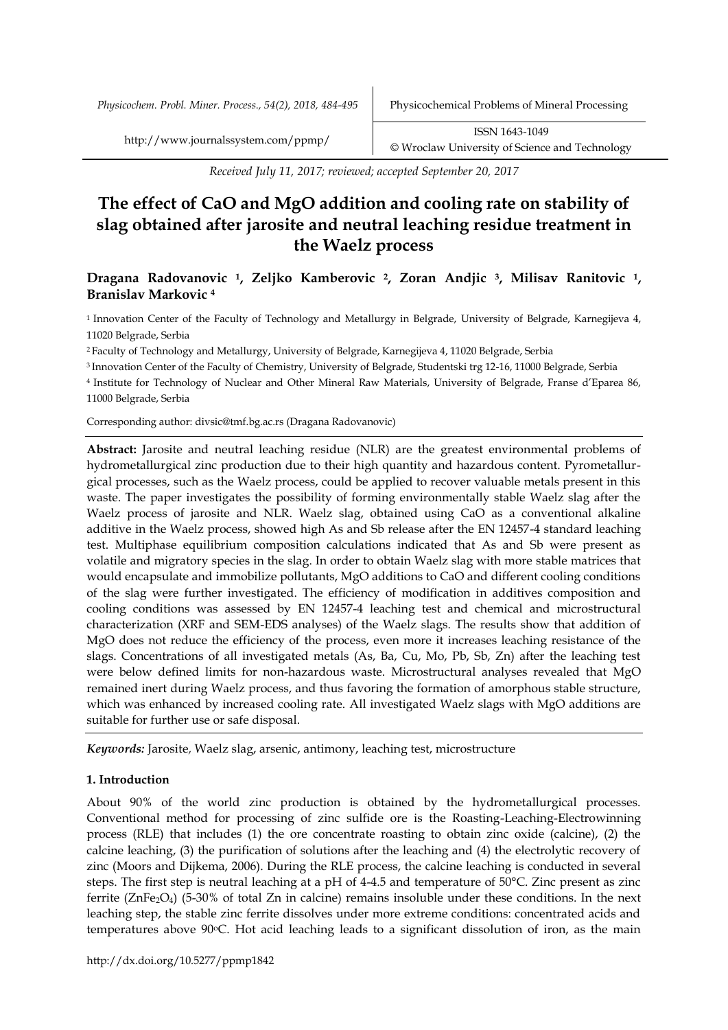Received July 11, 2017; reviewed; accepted September 20, 2017

# The effect of CaO and MgO addition and cooling rate on stability of slag obtained after jarosite and neutral leaching residue treatment in the Waelz process

**Dragana Radovanovic [1], Zeljko Kamberovic [2], Zoran Andjic [3], Milisav Ranitovic [1], Branislav Markovic [4]**

[1] Innovation Center of the Faculty of Technology and Metallurgy in Belgrade, University of Belgrade, Karnegijeva 4, 11020 Belgrade, Serbia

[2] Faculty of Technology and Metallurgy, University of Belgrade, Karnegijeva 4, 11020 Belgrade, Serbia

[3] Innovation Center of the Faculty of Chemistry, University of Belgrade, Studentski trg 12-16, 11000 Belgrade, Serbia

[4] Institute for Technology of Nuclear and Other Mineral Raw Materials, University of Belgrade, Franse d'Eparea 86, 11000 Belgrade, Serbia

Corresponding author: divsic@tmf.bg.ac.rs (Dragana Radovanovic)

**Abstract:** Jarosite and neutral leaching residue (NLR) are the greatest environmental problems of hydrometallurgical zinc production due to their high quantity and hazardous content. Pyrometallurgical processes, such as the Waelz process, could be applied to recover valuable metals present in this waste. The paper investigates the possibility of forming environmentally stable Waelz slag after the Waelz process of jarosite and NLR. Waelz slag, obtained using CaO as a conventional alkaline additive in the Waelz process, showed high As and Sb release after the EN 12457-4 standard leaching test. Multiphase equilibrium composition calculations indicated that As and Sb were present as volatile and migratory species in the slag. In order to obtain Waelz slag with more stable matrices that would encapsulate and immobilize pollutants, MgO additions to CaO and different cooling conditions of the slag were further investigated. The efficiency of modification in additives composition and cooling conditions was assessed by EN 12457-4 leaching test and chemical and microstructural characterization (XRF and SEM-EDS analyses) of the Waelz slags. The results show that addition of MgO does not reduce the efficiency of the process, even more it increases leaching resistance of the slags. Concentrations of all investigated metals (As, Ba, Cu, Mo, Pb, Sb, Zn) after the leaching test were below defined limits for non-hazardous waste. Microstructural analyses revealed that MgO remained inert during Waelz process, and thus favoring the formation of amorphous stable structure, which was enhanced by increased cooling rate. All investigated Waelz slags with MgO additions are suitable for further use or safe disposal.

*Keywords:* Jarosite, Waelz slag, arsenic, antimony, leaching test, microstructure

## 1. Introduction

About 90% of the world zinc production is obtained by the hydrometallurgical processes. Conventional method for processing of zinc sulfide ore is the Roasting-Leaching-Electrowinning process (RLE) that includes (1) the ore concentrate roasting to obtain zinc oxide (calcine), (2) the calcine leaching, (3) the purification of solutions after the leaching and (4) the electrolytic recovery of zinc (Moors and Dijkema, 2006). During the RLE process, the calcine leaching is conducted in several steps. The first step is neutral leaching at a pH of 4-4.5 and temperature of 50°C. Zinc present as zinc ferrite ($ZnFe_2O_4$) (5-30% of total Zn in calcine) remains insoluble under these conditions. In the next leaching step, the stable zinc ferrite dissolves under more extreme conditions: concentrated acids and temperatures above 90°C. Hot acid leaching leads to a significant dissolution of iron, as the main

http://dx.doi.org/10.5277/ppmp1842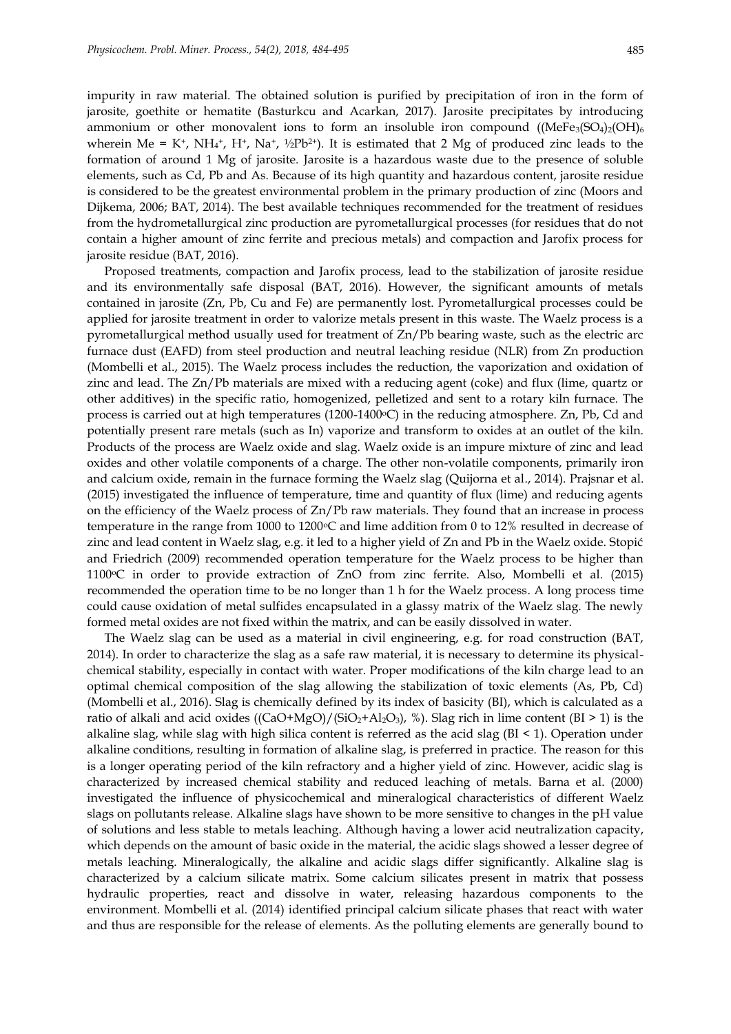impurity in raw material. The obtained solution is purified by precipitation of iron in the form of jarosite, goethite or hematite (Basturkcu and Acarkan, 2017). Jarosite precipitates by introducing ammonium or other monovalent ions to form an insoluble iron compound ($(MeFe_3(SO_4)_2(OH)_6$ wherein Me = $K^+$, $NH_4^+$, $H^+$, $Na^+$, $½Pb^{2+}$). It is estimated that 2 Mg of produced zinc leads to the formation of around 1 Mg of jarosite. Jarosite is a hazardous waste due to the presence of soluble elements, such as Cd, Pb and As. Because of its high quantity and hazardous content, jarosite residue is considered to be the greatest environmental problem in the primary production of zinc (Moors and Dijkema, 2006; BAT, 2014). The best available techniques recommended for the treatment of residues from the hydrometallurgical zinc production are pyrometallurgical processes (for residues that do not contain a higher amount of zinc ferrite and precious metals) and compaction and Jarofix process for jarosite residue (BAT, 2016).

Proposed treatments, compaction and Jarofix process, lead to the stabilization of jarosite residue and its environmentally safe disposal (BAT, 2016). However, the significant amounts of metals contained in jarosite (Zn, Pb, Cu and Fe) are permanently lost. Pyrometallurgical processes could be applied for jarosite treatment in order to valorize metals present in this waste. The Waelz process is a pyrometallurgical method usually used for treatment of Zn/Pb bearing waste, such as the electric arc furnace dust (EAFD) from steel production and neutral leaching residue (NLR) from Zn production (Mombelli et al., 2015). The Waelz process includes the reduction, the vaporization and oxidation of zinc and lead. The Zn/Pb materials are mixed with a reducing agent (coke) and flux (lime, quartz or other additives) in the specific ratio, homogenized, pelletized and sent to a rotary kiln furnace. The process is carried out at high temperatures (1200-1400°C) in the reducing atmosphere. Zn, Pb, Cd and potentially present rare metals (such as In) vaporize and transform to oxides at an outlet of the kiln. Products of the process are Waelz oxide and slag. Waelz oxide is an impure mixture of zinc and lead oxides and other volatile components of a charge. The other non-volatile components, primarily iron and calcium oxide, remain in the furnace forming the Waelz slag (Quijorna et al., 2014). Prajsnar et al. (2015) investigated the influence of temperature, time and quantity of flux (lime) and reducing agents on the efficiency of the Waelz process of Zn/Pb raw materials. They found that an increase in process temperature in the range from 1000 to 1200°C and lime addition from 0 to 12% resulted in decrease of zinc and lead content in Waelz slag, e.g. it led to a higher yield of Zn and Pb in the Waelz oxide. Stopić and Friedrich (2009) recommended operation temperature for the Waelz process to be higher than 1100°C in order to provide extraction of ZnO from zinc ferrite. Also, Mombelli et al. (2015) recommended the operation time to be no longer than 1 h for the Waelz process. A long process time could cause oxidation of metal sulfides encapsulated in a glassy matrix of the Waelz slag. The newly formed metal oxides are not fixed within the matrix, and can be easily dissolved in water.

The Waelz slag can be used as a material in civil engineering, e.g. for road construction (BAT, 2014). In order to characterize the slag as a safe raw material, it is necessary to determine its physical-chemical stability, especially in contact with water. Proper modifications of the kiln charge lead to an optimal chemical composition of the slag allowing the stabilization of toxic elements (As, Pb, Cd) (Mombelli et al., 2016). Slag is chemically defined by its index of basicity (BI), which is calculated as a ratio of alkali and acid oxides ($(CaO+MgO)/(SiO_2+Al_2O_3)$, %). Slag rich in lime content (BI > 1) is the alkaline slag, while slag with high silica content is referred as the acid slag (BI < 1). Operation under alkaline conditions, resulting in formation of alkaline slag, is preferred in practice. The reason for this is a longer operating period of the kiln refractory and a higher yield of zinc. However, acidic slag is characterized by increased chemical stability and reduced leaching of metals. Barna et al. (2000) investigated the influence of physicochemical and mineralogical characteristics of different Waelz slags on pollutants release. Alkaline slags have shown to be more sensitive to changes in the pH value of solutions and less stable to metals leaching. Although having a lower acid neutralization capacity, which depends on the amount of basic oxide in the material, the acidic slags showed a lesser degree of metals leaching. Mineralogically, the alkaline and acidic slags differ significantly. Alkaline slag is characterized by a calcium silicate matrix. Some calcium silicates present in matrix that possess hydraulic properties, react and dissolve in water, releasing hazardous components to the environment. Mombelli et al. (2014) identified principal calcium silicate phases that react with water and thus are responsible for the release of elements. As the polluting elements are generally bound to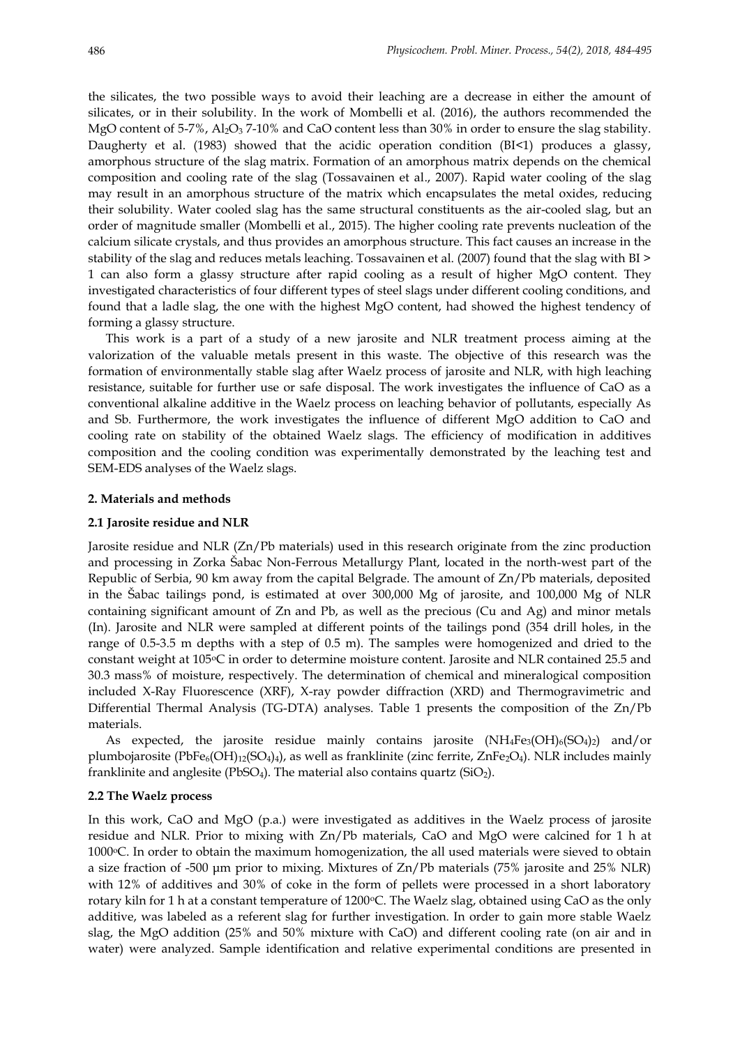the silicates, the two possible ways to avoid their leaching are a decrease in either the amount of silicates, or in their solubility. In the work of Mombelli et al. (2016), the authors recommended the MgO content of 5-7%, $Al_2O_3$ 7-10% and CaO content less than 30% in order to ensure the slag stability. Daugherty et al. (1983) showed that the acidic operation condition (BI<1) produces a glassy, amorphous structure of the slag matrix. Formation of an amorphous matrix depends on the chemical composition and cooling rate of the slag (Tossavainen et al., 2007). Rapid water cooling of the slag may result in an amorphous structure of the matrix which encapsulates the metal oxides, reducing their solubility. Water cooled slag has the same structural constituents as the air-cooled slag, but an order of magnitude smaller (Mombelli et al., 2015). The higher cooling rate prevents nucleation of the calcium silicate crystals, and thus provides an amorphous structure. This fact causes an increase in the stability of the slag and reduces metals leaching. Tossavainen et al. (2007) found that the slag with BI > 1 can also form a glassy structure after rapid cooling as a result of higher MgO content. They investigated characteristics of four different types of steel slags under different cooling conditions, and found that a ladle slag, the one with the highest MgO content, had showed the highest tendency of forming a glassy structure.

This work is a part of a study of a new jarosite and NLR treatment process aiming at the valorization of the valuable metals present in this waste. The objective of this research was the formation of environmentally stable slag after Waelz process of jarosite and NLR, with high leaching resistance, suitable for further use or safe disposal. The work investigates the influence of CaO as a conventional alkaline additive in the Waelz process on leaching behavior of pollutants, especially As and Sb. Furthermore, the work investigates the influence of different MgO addition to CaO and cooling rate on stability of the obtained Waelz slags. The efficiency of modification in additives composition and the cooling condition was experimentally demonstrated by the leaching test and SEM-EDS analyses of the Waelz slags.

## 2. Materials and methods

### 2.1 Jarosite residue and NLR

Jarosite residue and NLR (Zn/Pb materials) used in this research originate from the zinc production and processing in Zorka Šabac Non-Ferrous Metallurgy Plant, located in the north-west part of the Republic of Serbia, 90 km away from the capital Belgrade. The amount of Zn/Pb materials, deposited in the Šabac tailings pond, is estimated at over 300,000 Mg of jarosite, and 100,000 Mg of NLR containing significant amount of Zn and Pb, as well as the precious (Cu and Ag) and minor metals (In). Jarosite and NLR were sampled at different points of the tailings pond (354 drill holes, in the range of 0.5-3.5 m depths with a step of 0.5 m). The samples were homogenized and dried to the constant weight at 105°C in order to determine moisture content. Jarosite and NLR contained 25.5 and 30.3 mass% of moisture, respectively. The determination of chemical and mineralogical composition included X-Ray Fluorescence (XRF), X-ray powder diffraction (XRD) and Thermogravimetric and Differential Thermal Analysis (TG-DTA) analyses. Table 1 presents the composition of the Zn/Pb materials.

As expected, the jarosite residue mainly contains jarosite ($NH_4Fe_3(OH)_6(SO_4)_2$) and/or plumbojarosite ($PbFe_6(OH)_{12}(SO_4)_4$), as well as franklinite (zinc ferrite, $ZnFe_2O_4$). NLR includes mainly franklinite and anglesite ($PbSO_4$). The material also contains quartz ($SiO_2$).

### 2.2 The Waelz process

In this work, CaO and MgO (p.a.) were investigated as additives in the Waelz process of jarosite residue and NLR. Prior to mixing with Zn/Pb materials, CaO and MgO were calcined for 1 h at 1000°C. In order to obtain the maximum homogenization, the all used materials were sieved to obtain a size fraction of -500 µm prior to mixing. Mixtures of Zn/Pb materials (75% jarosite and 25% NLR) with 12% of additives and 30% of coke in the form of pellets were processed in a short laboratory rotary kiln for 1 h at a constant temperature of 1200°C. The Waelz slag, obtained using CaO as the only additive, was labeled as a referent slag for further investigation. In order to gain more stable Waelz slag, the MgO addition (25% and 50% mixture with CaO) and different cooling rate (on air and in water) were analyzed. Sample identification and relative experimental conditions are presented in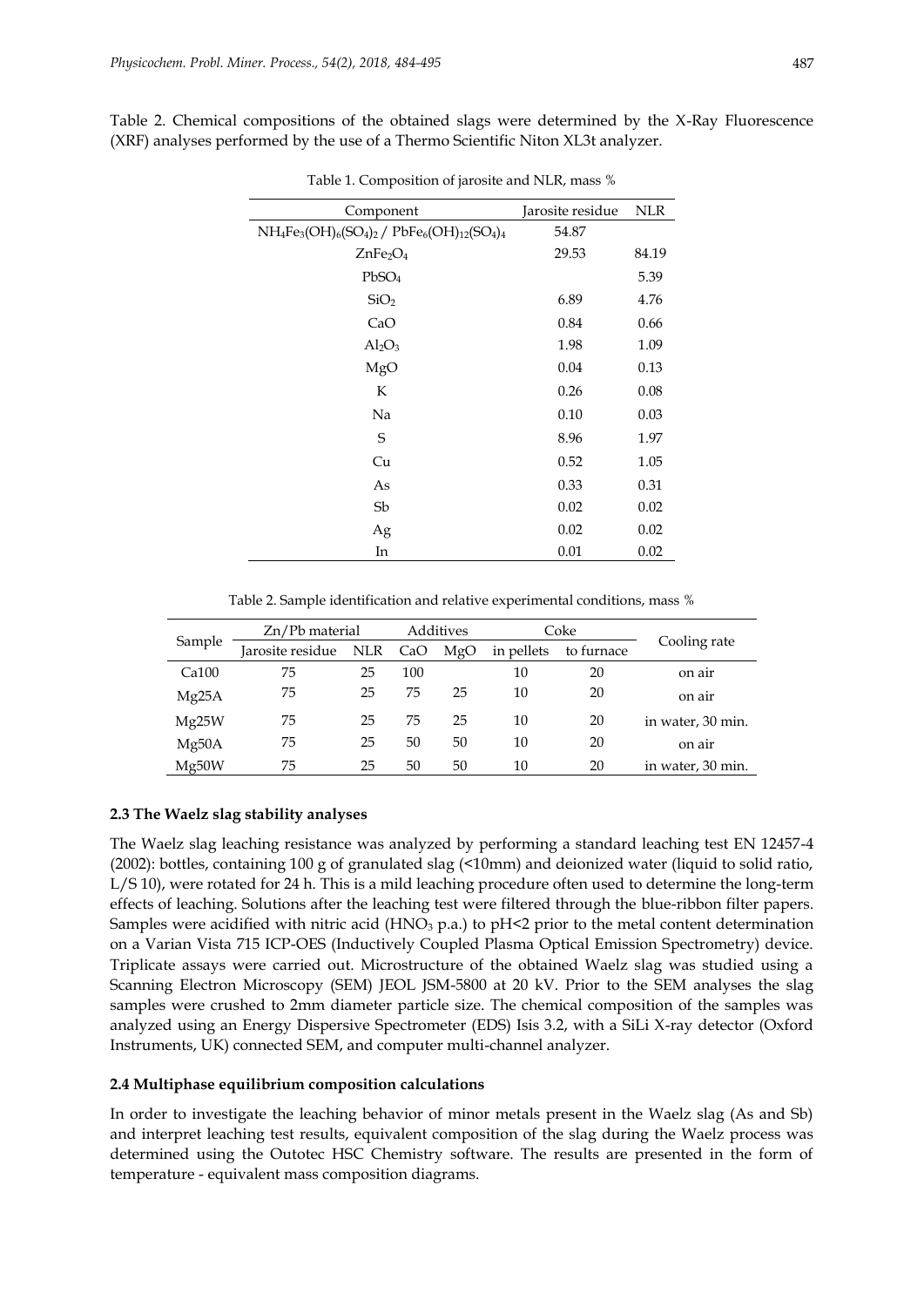Table 2. Chemical compositions of the obtained slags were determined by the X-Ray Fluorescence (XRF) analyses performed by the use of a Thermo Scientific Niton XL3t analyzer.

Table 1. Composition of jarosite and NLR, mass %

| Component | Jarosite residue | NLR |
|---|---|---|
| $NH_4Fe_3(OH)_6(SO_4)_2$ / $PbFe_6(OH)_{12}(SO_4)_4$ | 54.87 | |
| $ZnFe_2O_4$ | 29.53 | 84.19 |
| $PbSO_4$ | | 5.39 |
| $SiO_2$ | 6.89 | 4.76 |
| CaO | 0.84 | 0.66 |
| $Al_2O_3$ | 1.98 | 1.09 |
| MgO | 0.04 | 0.13 |
| K | 0.26 | 0.08 |
| Na | 0.10 | 0.03 |
| S | 8.96 | 1.97 |
| Cu | 0.52 | 1.05 |
| As | 0.33 | 0.31 |
| Sb | 0.02 | 0.02 |
| Ag | 0.02 | 0.02 |
| In | 0.01 | 0.02 |

Table 2. Sample identification and relative experimental conditions, mass %

| Sample | Zn/Pb material | | Additives | | Coke | | Cooling rate |
|---|---|---|---|---|---|---|---|
| | Jarosite residue | NLR | CaO | MgO | in pellets | to furnace | |
| Ca100 | 75 | 25 | 100 | | 10 | 20 | on air |
| Mg25A | 75 | 25 | 75 | 25 | 10 | 20 | on air |
| Mg25W | 75 | 25 | 75 | 25 | 10 | 20 | in water, 30 min. |
| Mg50A | 75 | 25 | 50 | 50 | 10 | 20 | on air |
| Mg50W | 75 | 25 | 50 | 50 | 10 | 20 | in water, 30 min. |

### 2.3 The Waelz slag stability analyses

The Waelz slag leaching resistance was analyzed by performing a standard leaching test EN 12457-4 (2002): bottles, containing 100 g of granulated slag (<10mm) and deionized water (liquid to solid ratio, L/S 10), were rotated for 24 h. This is a mild leaching procedure often used to determine the long-term effects of leaching. Solutions after the leaching test were filtered through the blue-ribbon filter papers. Samples were acidified with nitric acid ($HNO_3$ p.a.) to pH<2 prior to the metal content determination on a Varian Vista 715 ICP-OES (Inductively Coupled Plasma Optical Emission Spectrometry) device. Triplicate assays were carried out. Microstructure of the obtained Waelz slag was studied using a Scanning Electron Microscopy (SEM) JEOL JSM-5800 at 20 kV. Prior to the SEM analyses the slag samples were crushed to 2mm diameter particle size. The chemical composition of the samples was analyzed using an Energy Dispersive Spectrometer (EDS) Isis 3.2, with a SiLi X-ray detector (Oxford Instruments, UK) connected SEM, and computer multi-channel analyzer.

### 2.4 Multiphase equilibrium composition calculations

In order to investigate the leaching behavior of minor metals present in the Waelz slag (As and Sb) and interpret leaching test results, equivalent composition of the slag during the Waelz process was determined using the Outotec HSC Chemistry software. The results are presented in the form of temperature - equivalent mass composition diagrams.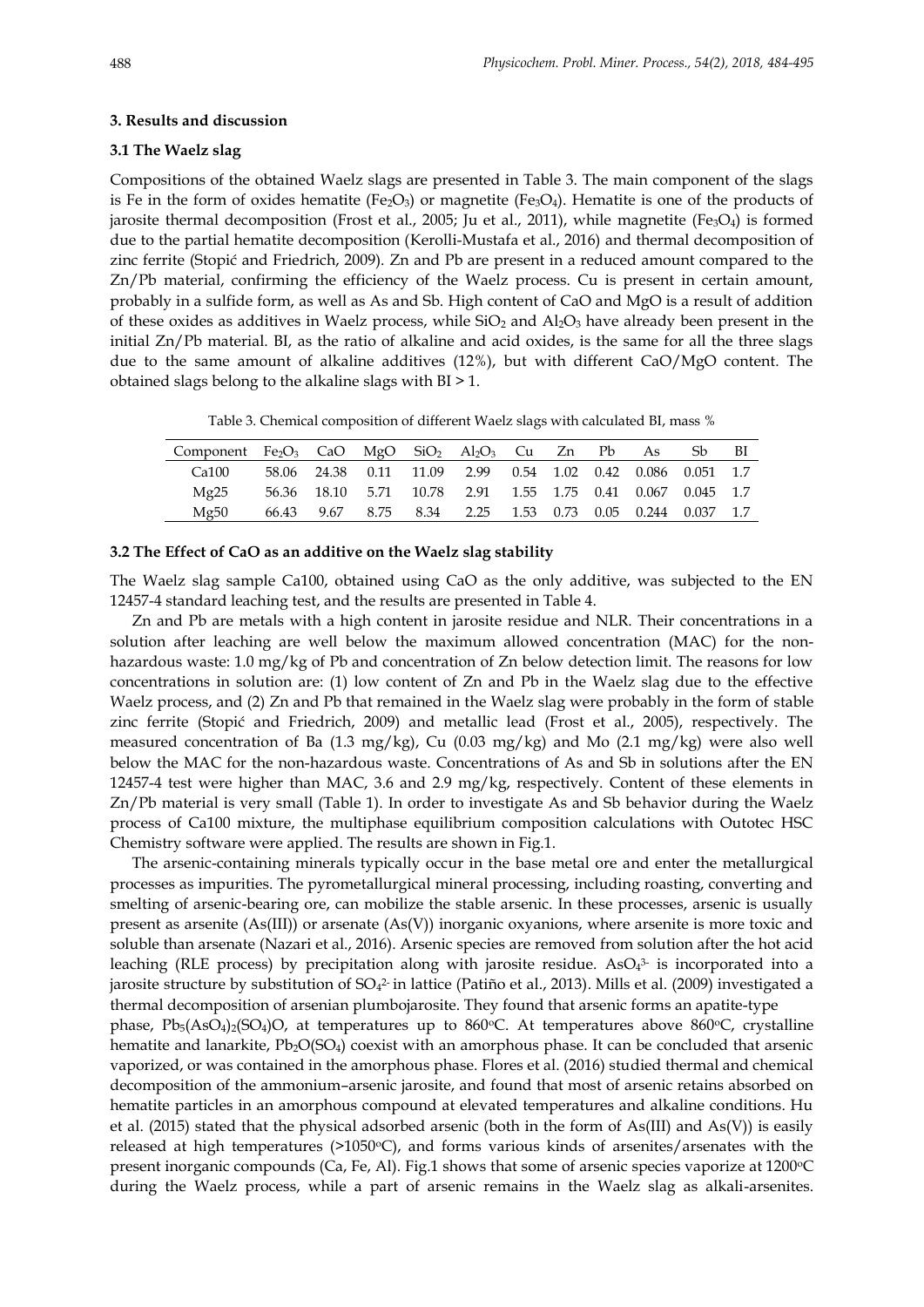### 3. Results and discussion

### 3.1 The Waelz slag

Compositions of the obtained Waelz slags are presented in Table 3. The main component of the slags is Fe in the form of oxides hematite ($Fe_2O_3$) or magnetite ($Fe_3O_4$). Hematite is one of the products of jarosite thermal decomposition (Frost et al., 2005; Ju et al., 2011), while magnetite ($Fe_3O_4$) is formed due to the partial hematite decomposition (Kerolli-Mustafa et al., 2016) and thermal decomposition of zinc ferrite (Stopić and Friedrich, 2009). Zn and Pb are present in a reduced amount compared to the Zn/Pb material, confirming the efficiency of the Waelz process. Cu is present in certain amount, probably in a sulfide form, as well as As and Sb. High content of CaO and MgO is a result of addition of these oxides as additives in Waelz process, while $SiO_2$ and $Al_2O_3$ have already been present in the initial Zn/Pb material. BI, as the ratio of alkaline and acid oxides, is the same for all the three slags due to the same amount of alkaline additives (12%), but with different CaO/MgO content. The obtained slags belong to the alkaline slags with BI > 1.

Table 3. Chemical composition of different Waelz slags with calculated BI, mass %

| Component | $Fe_2O_3$ | CaO | MgO | $SiO_2$ | $Al_2O_3$ | Cu | Zn | Pb | As | Sb | BI |
|---|---|---|---|---|---|---|---|---|---|---|---|
| Ca100 | 58.06 | 24.38 | 0.11 | 11.09 | 2.99 | 0.54 | 1.02 | 0.42 | 0.086 | 0.051 | 1.7 |
| Mg25 | 56.36 | 18.10 | 5.71 | 10.78 | 2.91 | 1.55 | 1.75 | 0.41 | 0.067 | 0.045 | 1.7 |
| Mg50 | 66.43 | 9.67 | 8.75 | 8.34 | 2.25 | 1.53 | 0.73 | 0.05 | 0.244 | 0.037 | 1.7 |

### 3.2 The Effect of CaO as an additive on the Waelz slag stability

The Waelz slag sample Ca100, obtained using CaO as the only additive, was subjected to the EN 12457-4 standard leaching test, and the results are presented in Table 4.

Zn and Pb are metals with a high content in jarosite residue and NLR. Their concentrations in a solution after leaching are well below the maximum allowed concentration (MAC) for the non-hazardous waste: 1.0 mg/kg of Pb and concentration of Zn below detection limit. The reasons for low concentrations in solution are: (1) low content of Zn and Pb in the Waelz slag due to the effective Waelz process, and (2) Zn and Pb that remained in the Waelz slag were probably in the form of stable zinc ferrite (Stopić and Friedrich, 2009) and metallic lead (Frost et al., 2005), respectively. The measured concentration of Ba (1.3 mg/kg), Cu (0.03 mg/kg) and Mo (2.1 mg/kg) were also well below the MAC for the non-hazardous waste. Concentrations of As and Sb in solutions after the EN 12457-4 test were higher than MAC, 3.6 and 2.9 mg/kg, respectively. Content of these elements in Zn/Pb material is very small (Table 1). In order to investigate As and Sb behavior during the Waelz process of Ca100 mixture, the multiphase equilibrium composition calculations with Outotec HSC Chemistry software were applied. The results are shown in Fig.1.

The arsenic-containing minerals typically occur in the base metal ore and enter the metallurgical processes as impurities. The pyrometallurgical mineral processing, including roasting, converting and smelting of arsenic-bearing ore, can mobilize the stable arsenic. In these processes, arsenic is usually present as arsenite (As(III)) or arsenate (As(V)) inorganic oxyanions, where arsenite is more toxic and soluble than arsenate (Nazari et al., 2016). Arsenic species are removed from solution after the hot acid leaching (RLE process) by precipitation along with jarosite residue. $AsO_4^{3-}$ is incorporated into a jarosite structure by substitution of $SO_4^{2-}$ in lattice (Patiño et al., 2013). Mills et al. (2009) investigated a thermal decomposition of arsenian plumbojarosite. They found that arsenic forms an apatite-type phase, $Pb_5(AsO_4)_2(SO_4)O$, at temperatures up to 860°C. At temperatures above 860°C, crystalline hematite and lanarkite, $Pb_2O(SO_4)$ coexist with an amorphous phase. It can be concluded that arsenic vaporized, or was contained in the amorphous phase. Flores et al. (2016) studied thermal and chemical decomposition of the ammonium–arsenic jarosite, and found that most of arsenic retains absorbed on hematite particles in an amorphous compound at elevated temperatures and alkaline conditions. Hu et al. (2015) stated that the physical adsorbed arsenic (both in the form of As(III) and As(V)) is easily released at high temperatures (>1050°C), and forms various kinds of arsenites/arsenates with the present inorganic compounds (Ca, Fe, Al). Fig.1 shows that some of arsenic species vaporize at 1200°C during the Waelz process, while a part of arsenic remains in the Waelz slag as alkali-arsenites.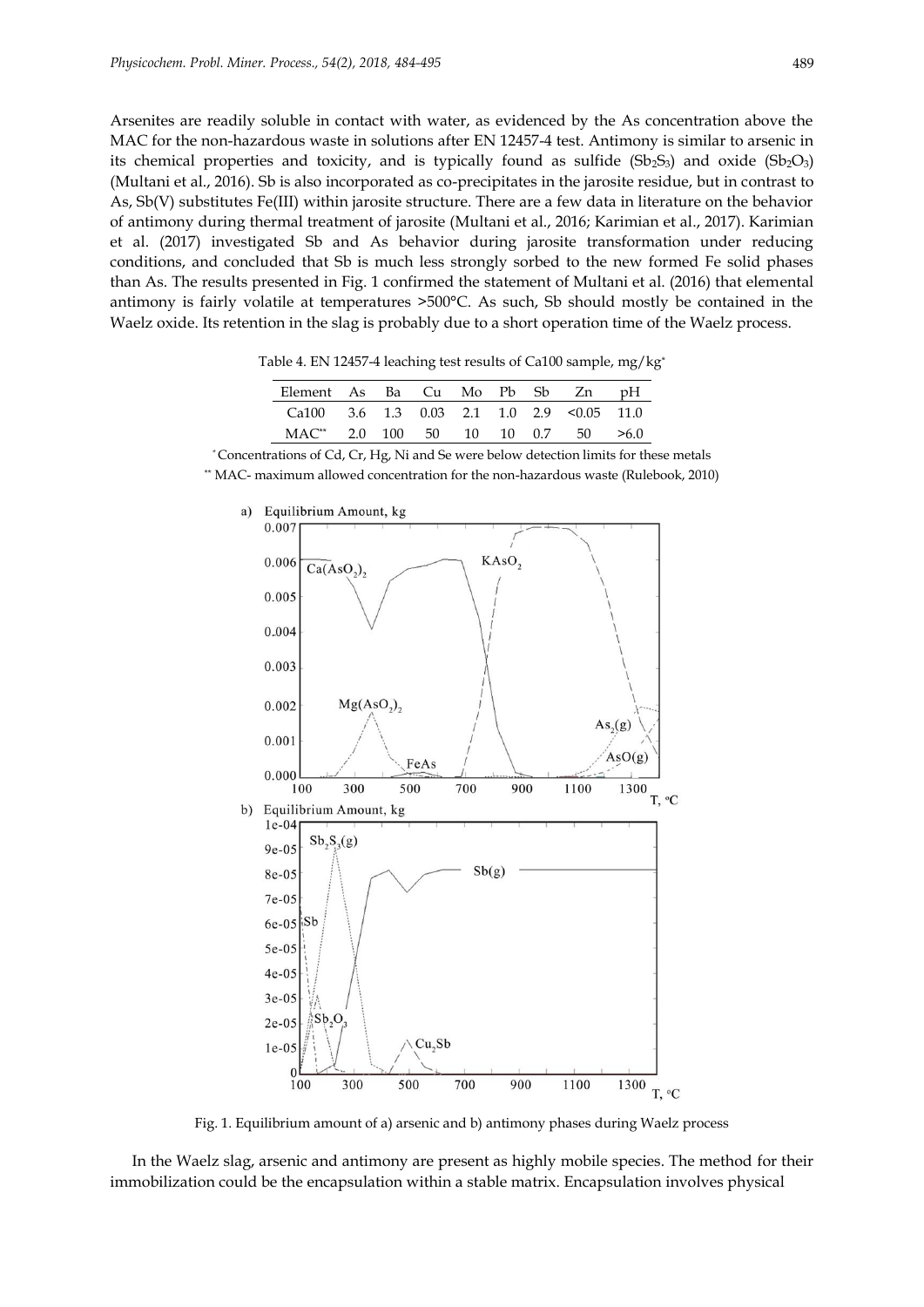Arsenites are readily soluble in contact with water, as evidenced by the As concentration above the MAC for the non-hazardous waste in solutions after EN 12457-4 test. Antimony is similar to arsenic in its chemical properties and toxicity, and is typically found as sulfide ($Sb_2S_3$) and oxide ($Sb_2O_3$) (Multani et al., 2016). Sb is also incorporated as co-precipitates in the jarosite residue, but in contrast to As, Sb(V) substitutes Fe(III) within jarosite structure. There are a few data in literature on the behavior of antimony during thermal treatment of jarosite (Multani et al., 2016; Karimian et al., 2017). Karimian et al. (2017) investigated Sb and As behavior during jarosite transformation under reducing conditions, and concluded that Sb is much less strongly sorbed to the new formed Fe solid phases than As. The results presented in Fig. 1 confirmed the statement of Multani et al. (2016) that elemental antimony is fairly volatile at temperatures >500°C. As such, Sb should mostly be contained in the Waelz oxide. Its retention in the slag is probably due to a short operation time of the Waelz process.

Table 4. EN 12457-4 leaching test results of Ca100 sample, mg/kg*

| Element | As | Ba | Cu | Mo | Pb | Sb | Zn | pH |
|---|---|---|---|---|---|---|---|---|
| Ca100 | 3.6 | 1.3 | 0.03 | 2.1 | 1.0 | 2.9 | <0.05 | 11.0 |
| MAC** | 2.0 | 100 | 50 | 10 | 10 | 0.7 | 50 | >6.0 |

* Concentrations of Cd, Cr, Hg, Ni and Se were below detection limits for these metals

** MAC- maximum allowed concentration for the non-hazardous waste (Rulebook, 2010)

Fig. 1. Equilibrium amount of a) arsenic and b) antimony phases during Waelz process

In the Waelz slag, arsenic and antimony are present as highly mobile species. The method for their immobilization could be the encapsulation within a stable matrix. Encapsulation involves physical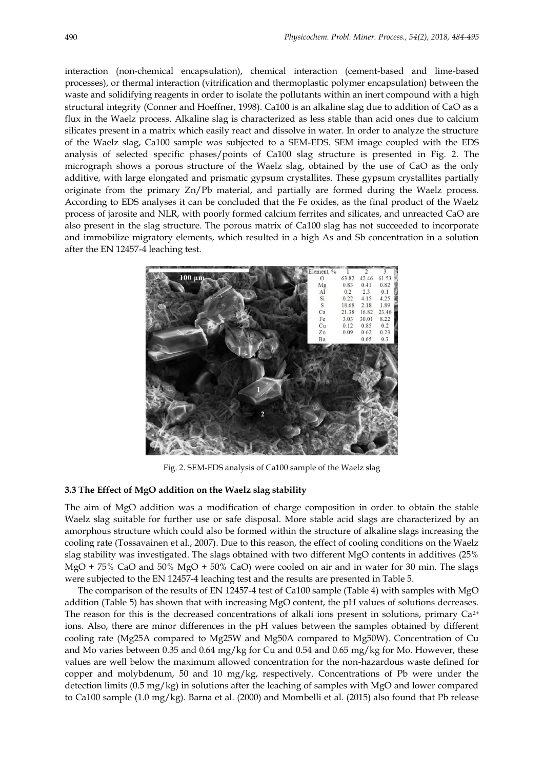interaction (non-chemical encapsulation), chemical interaction (cement-based and lime-based processes), or thermal interaction (vitrification and thermoplastic polymer encapsulation) between the waste and solidifying reagents in order to isolate the pollutants within an inert compound with a high structural integrity (Conner and Hoeffner, 1998). Ca100 is an alkaline slag due to addition of CaO as a flux in the Waelz process. Alkaline slag is characterized as less stable than acid ones due to calcium silicates present in a matrix which easily react and dissolve in water. In order to analyze the structure of the Waelz slag, Ca100 sample was subjected to a SEM-EDS. SEM image coupled with the EDS analysis of selected specific phases/points of Ca100 slag structure is presented in Fig. 2. The micrograph shows a porous structure of the Waelz slag, obtained by the use of CaO as the only additive, with large elongated and prismatic gypsum crystallites. These gypsum crystallites partially originate from the primary Zn/Pb material, and partially are formed during the Waelz process. According to EDS analyses it can be concluded that the Fe oxides, as the final product of the Waelz process of jarosite and NLR, with poorly formed calcium ferrites and silicates, and unreacted CaO are also present in the slag structure. The porous matrix of Ca100 slag has not succeeded to incorporate and immobilize migratory elements, which resulted in a high As and Sb concentration in a solution after the EN 12457-4 leaching test.

| Element, % | 1 | 2 | 3 |
|---|---|---|---|
| O | 63.82 | 42.46 | 61.53 |
| Mg | 0.83 | 0.41 | 0.82 |
| Al | 0.2 | 2.3 | 0.1 |
| Si | 0.22 | 4.15 | 4.25 |
| S | 18.68 | 2.18 | 1.89 |
| Ca | 21.38 | 16.82 | 23.46 |
| Fe | 3.03 | 30.01 | 8.22 |
| Cu | 0.12 | 0.85 | 0.2 |
| Zn | 0.09 | 0.62 | 0.23 |
| Ba | | 0.65 | 0.3 |

Fig. 2. SEM-EDS analysis of Ca100 sample of the Waelz slag

### 3.3 The Effect of MgO addition on the Waelz slag stability

The aim of MgO addition was a modification of charge composition in order to obtain the stable Waelz slag suitable for further use or safe disposal. More stable acid slags are characterized by an amorphous structure which could also be formed within the structure of alkaline slags increasing the cooling rate (Tossavainen et al., 2007). Due to this reason, the effect of cooling conditions on the Waelz slag stability was investigated. The slags obtained with two different MgO contents in additives (25% MgO + 75% CaO and 50% MgO + 50% CaO) were cooled on air and in water for 30 min. The slags were subjected to the EN 12457-4 leaching test and the results are presented in Table 5.

The comparison of the results of EN 12457-4 test of Ca100 sample (Table 4) with samples with MgO addition (Table 5) has shown that with increasing MgO content, the pH values of solutions decreases. The reason for this is the decreased concentrations of alkali ions present in solutions, primary $Ca^{2+}$ ions. Also, there are minor differences in the pH values between the samples obtained by different cooling rate (Mg25A compared to Mg25W and Mg50A compared to Mg50W). Concentration of Cu and Mo varies between 0.35 and 0.64 mg/kg for Cu and 0.54 and 0.65 mg/kg for Mo. However, these values are well below the maximum allowed concentration for the non-hazardous waste defined for copper and molybdenum, 50 and 10 mg/kg, respectively. Concentrations of Pb were under the detection limits (0.5 mg/kg) in solutions after the leaching of samples with MgO and lower compared to Ca100 sample (1.0 mg/kg). Barna et al. (2000) and Mombelli et al. (2015) also found that Pb release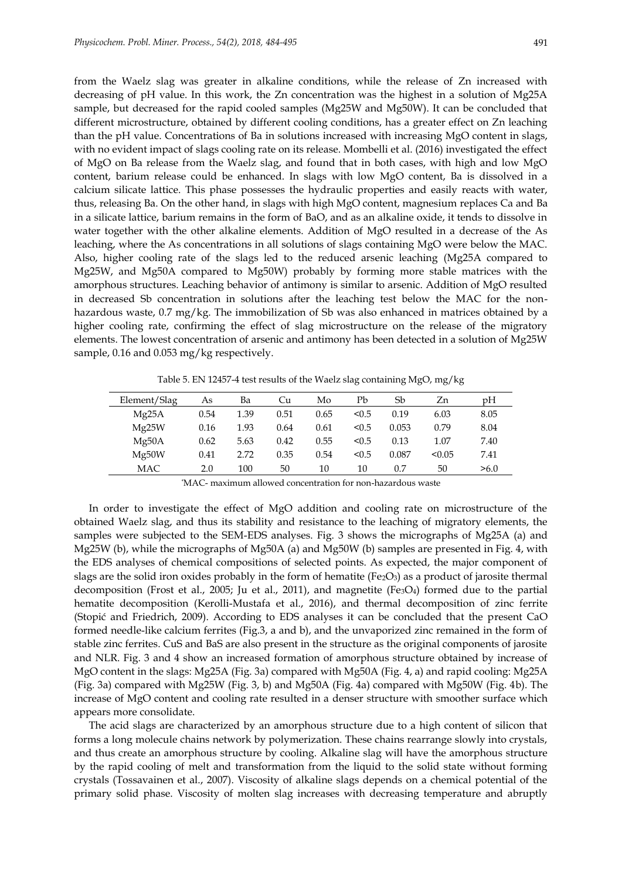from the Waelz slag was greater in alkaline conditions, while the release of Zn increased with decreasing of pH value. In this work, the Zn concentration was the highest in a solution of Mg25A sample, but decreased for the rapid cooled samples (Mg25W and Mg50W). It can be concluded that different microstructure, obtained by different cooling conditions, has a greater effect on Zn leaching than the pH value. Concentrations of Ba in solutions increased with increasing MgO content in slags, with no evident impact of slags cooling rate on its release. Mombelli et al. (2016) investigated the effect of MgO on Ba release from the Waelz slag, and found that in both cases, with high and low MgO content, barium release could be enhanced. In slags with low MgO content, Ba is dissolved in a calcium silicate lattice. This phase possesses the hydraulic properties and easily reacts with water, thus, releasing Ba. On the other hand, in slags with high MgO content, magnesium replaces Ca and Ba in a silicate lattice, barium remains in the form of BaO, and as an alkaline oxide, it tends to dissolve in water together with the other alkaline elements. Addition of MgO resulted in a decrease of the As leaching, where the As concentrations in all solutions of slags containing MgO were below the MAC. Also, higher cooling rate of the slags led to the reduced arsenic leaching (Mg25A compared to Mg25W, and Mg50A compared to Mg50W) probably by forming more stable matrices with the amorphous structures. Leaching behavior of antimony is similar to arsenic. Addition of MgO resulted in decreased Sb concentration in solutions after the leaching test below the MAC for the non-hazardous waste, 0.7 mg/kg. The immobilization of Sb was also enhanced in matrices obtained by a higher cooling rate, confirming the effect of slag microstructure on the release of the migratory elements. The lowest concentration of arsenic and antimony has been detected in a solution of Mg25W sample, 0.16 and 0.053 mg/kg respectively.

Table 5. EN 12457-4 test results of the Waelz slag containing MgO, mg/kg

| Element/Slag | As | Ba | Cu | Mo | Pb | Sb | Zn | pH |
|---|---|---|---|---|---|---|---|---|
| Mg25A | 0.54 | 1.39 | 0.51 | 0.65 | <0.5 | 0.19 | 6.03 | 8.05 |
| Mg25W | 0.16 | 1.93 | 0.64 | 0.61 | <0.5 | 0.053 | 0.79 | 8.04 |
| Mg50A | 0.62 | 5.63 | 0.42 | 0.55 | <0.5 | 0.13 | 1.07 | 7.40 |
| Mg50W | 0.41 | 2.72 | 0.35 | 0.54 | <0.5 | 0.087 | <0.05 | 7.41 |
| MAC | 2.0 | 100 | 50 | 10 | 10 | 0.7 | 50 | >6.0 |

*MAC- maximum allowed concentration for non-hazardous waste

In order to investigate the effect of MgO addition and cooling rate on microstructure of the obtained Waelz slag, and thus its stability and resistance to the leaching of migratory elements, the samples were subjected to the SEM-EDS analyses. Fig. 3 shows the micrographs of Mg25A (a) and Mg25W (b), while the micrographs of Mg50A (a) and Mg50W (b) samples are presented in Fig. 4, with the EDS analyses of chemical compositions of selected points. As expected, the major component of slags are the solid iron oxides probably in the form of hematite ($Fe_2O_3$) as a product of jarosite thermal decomposition (Frost et al., 2005; Ju et al., 2011), and magnetite ($Fe_3O_4$) formed due to the partial hematite decomposition (Kerolli-Mustafa et al., 2016), and thermal decomposition of zinc ferrite (Stopić and Friedrich, 2009). According to EDS analyses it can be concluded that the present CaO formed needle-like calcium ferrites (Fig.3, a and b), and the unvaporized zinc remained in the form of stable zinc ferrites. CuS and BaS are also present in the structure as the original components of jarosite and NLR. Fig. 3 and 4 show an increased formation of amorphous structure obtained by increase of MgO content in the slags: Mg25A (Fig. 3a) compared with Mg50A (Fig. 4, a) and rapid cooling: Mg25A (Fig. 3a) compared with Mg25W (Fig. 3, b) and Mg50A (Fig. 4a) compared with Mg50W (Fig. 4b). The increase of MgO content and cooling rate resulted in a denser structure with smoother surface which appears more consolidate.

The acid slags are characterized by an amorphous structure due to a high content of silicon that forms a long molecule chains network by polymerization. These chains rearrange slowly into crystals, and thus create an amorphous structure by cooling. Alkaline slag will have the amorphous structure by the rapid cooling of melt and transformation from the liquid to the solid state without forming crystals (Tossavainen et al., 2007). Viscosity of alkaline slags depends on a chemical potential of the primary solid phase. Viscosity of molten slag increases with decreasing temperature and abruptly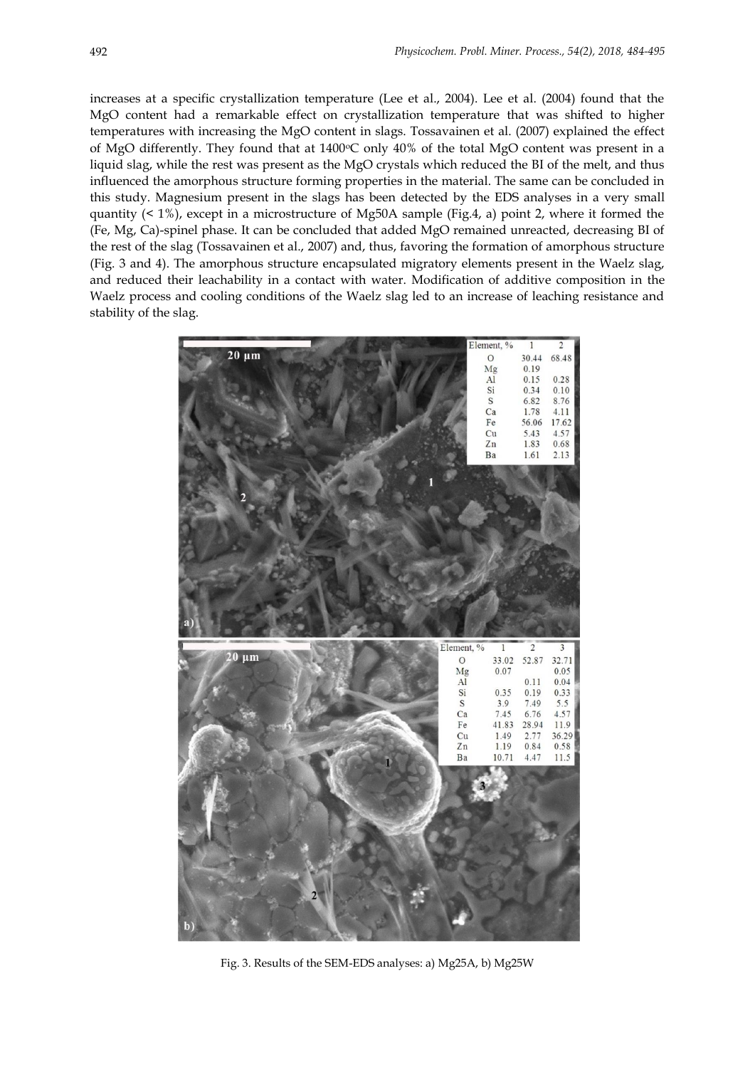increases at a specific crystallization temperature (Lee et al., 2004). Lee et al. (2004) found that the MgO content had a remarkable effect on crystallization temperature that was shifted to higher temperatures with increasing the MgO content in slags. Tossavainen et al. (2007) explained the effect of MgO differently. They found that at 1400°C only 40% of the total MgO content was present in a liquid slag, while the rest was present as the MgO crystals which reduced the BI of the melt, and thus influenced the amorphous structure forming properties in the material. The same can be concluded in this study. Magnesium present in the slags has been detected by the EDS analyses in a very small quantity (< 1%), except in a microstructure of Mg50A sample (Fig.4, a) point 2, where it formed the (Fe, Mg, Ca)-spinel phase. It can be concluded that added MgO remained unreacted, decreasing BI of the rest of the slag (Tossavainen et al., 2007) and, thus, favoring the formation of amorphous structure (Fig. 3 and 4). The amorphous structure encapsulated migratory elements present in the Waelz slag, and reduced their leachability in a contact with water. Modification of additive composition in the Waelz process and cooling conditions of the Waelz slag led to an increase of leaching resistance and stability of the slag.

| Element, % | 1 | 2 |
|---|---|---|
| O | 30.44 | 68.48 |
| Mg | 0.19 | |
| Al | 0.15 | 0.28 |
| Si | 0.34 | 0.10 |
| S | 6.82 | 8.76 |
| Ca | 1.78 | 4.11 |
| Fe | 56.06 | 17.62 |
| Cu | 5.43 | 4.57 |
| Zn | 1.83 | 0.68 |
| Ba | 1.61 | 2.13 |

| Element, % | 1 | 2 | 3 |
|---|---|---|---|
| O | 33.02 | 52.87 | 32.71 |
| Mg | 0.07 | | 0.05 |
| Al | | 0.11 | 0.04 |
| Si | 0.35 | 0.19 | 0.33 |
| S | 3.9 | 7.49 | 5.5 |
| Ca | 7.45 | 6.76 | 4.57 |
| Fe | 41.83 | 28.94 | 11.9 |
| Cu | 1.49 | 2.77 | 36.29 |
| Zn | 1.19 | 0.84 | 0.58 |
| Ba | 10.71 | 4.47 | 11.5 |

Fig. 3. Results of the SEM-EDS analyses: a) Mg25A, b) Mg25W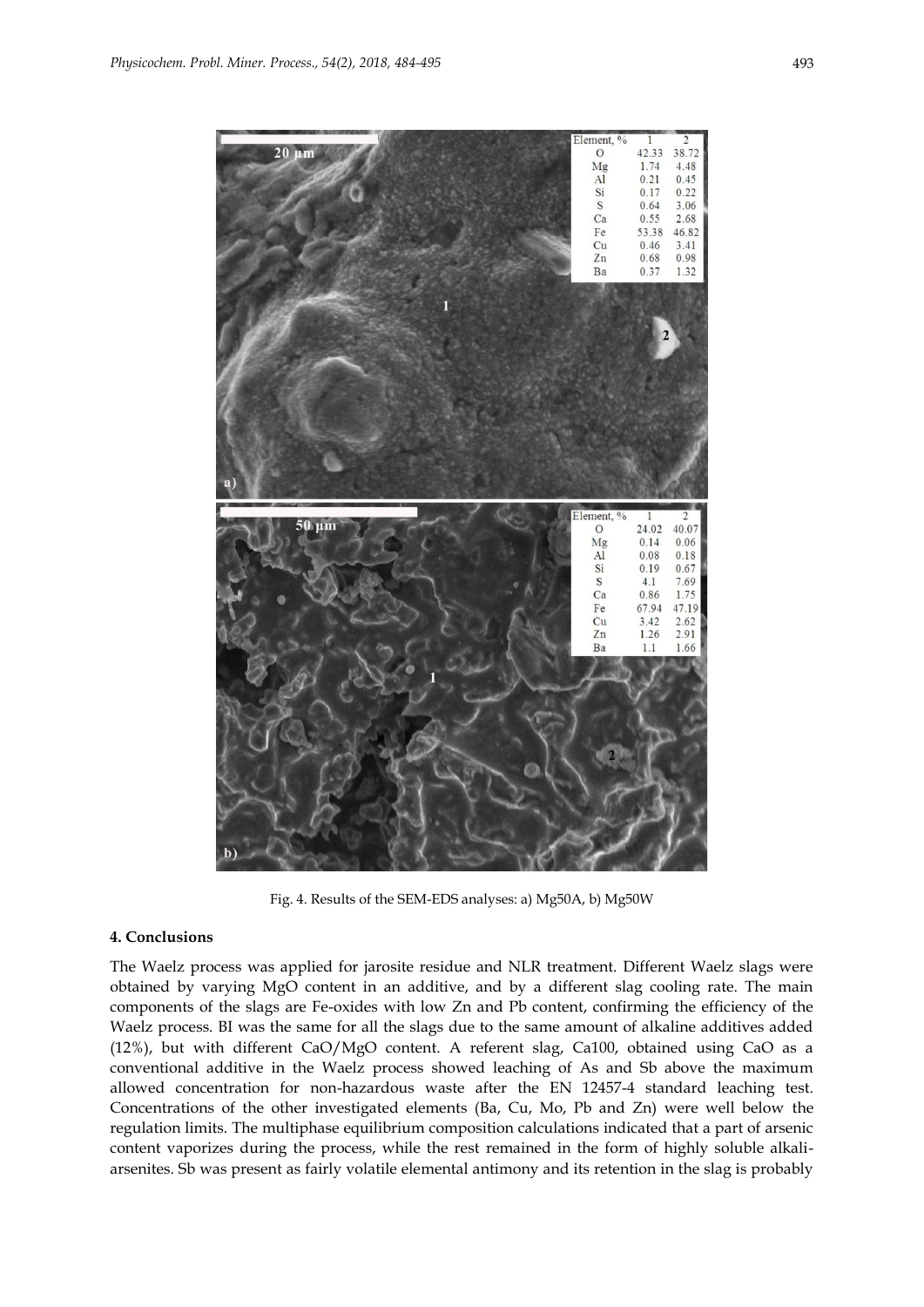| Element, % | 1 | 2 |
|---|---|---|
| O | 42.33 | 38.72 |
| Mg | 1.74 | 4.48 |
| Al | 0.21 | 0.45 |
| Si | 0.17 | 0.22 |
| S | 0.64 | 3.06 |
| Ca | 0.55 | 2.68 |
| Fe | 53.38 | 46.82 |
| Cu | 0.46 | 3.41 |
| Zn | 0.68 | 0.98 |
| Ba | 0.37 | 1.32 |

| Element, % | 1 | 2 |
|---|---|---|
| O | 24.02 | 40.07 |
| Mg | 0.14 | 0.06 |
| Al | 0.08 | 0.18 |
| Si | 0.19 | 0.67 |
| S | 4.1 | 7.69 |
| Ca | 0.86 | 1.75 |
| Fe | 67.94 | 47.19 |
| Cu | 3.42 | 2.62 |
| Zn | 1.26 | 2.91 |
| Ba | 1.1 | 1.66 |

Fig. 4. Results of the SEM-EDS analyses: a) Mg50A, b) Mg50W

## 4. Conclusions

The Waelz process was applied for jarosite residue and NLR treatment. Different Waelz slags were obtained by varying MgO content in an additive, and by a different slag cooling rate. The main components of the slags are Fe-oxides with low Zn and Pb content, confirming the efficiency of the Waelz process. BI was the same for all the slags due to the same amount of alkaline additives added (12%), but with different CaO/MgO content. A referent slag, Ca100, obtained using CaO as a conventional additive in the Waelz process showed leaching of As and Sb above the maximum allowed concentration for non-hazardous waste after the EN 12457-4 standard leaching test. Concentrations of the other investigated elements (Ba, Cu, Mo, Pb and Zn) were well below the regulation limits. The multiphase equilibrium composition calculations indicated that a part of arsenic content vaporizes during the process, while the rest remained in the form of highly soluble alkali-arsenites. Sb was present as fairly volatile elemental antimony and its retention in the slag is probably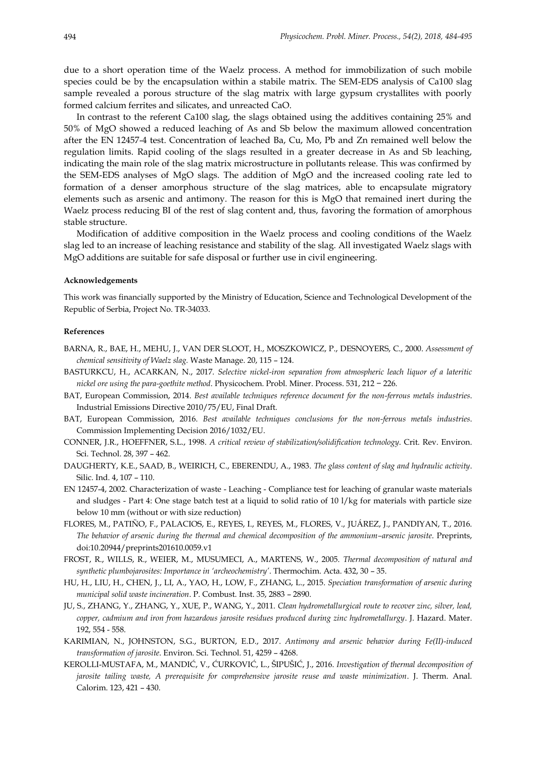due to a short operation time of the Waelz process. A method for immobilization of such mobile species could be by the encapsulation within a stabile matrix. The SEM-EDS analysis of Ca100 slag sample revealed a porous structure of the slag matrix with large gypsum crystallites with poorly formed calcium ferrites and silicates, and unreacted CaO.

In contrast to the referent Ca100 slag, the slags obtained using the additives containing 25% and 50% of MgO showed a reduced leaching of As and Sb below the maximum allowed concentration after the EN 12457-4 test. Concentration of leached Ba, Cu, Mo, Pb and Zn remained well below the regulation limits. Rapid cooling of the slags resulted in a greater decrease in As and Sb leaching, indicating the main role of the slag matrix microstructure in pollutants release. This was confirmed by the SEM-EDS analyses of MgO slags. The addition of MgO and the increased cooling rate led to formation of a denser amorphous structure of the slag matrices, able to encapsulate migratory elements such as arsenic and antimony. The reason for this is MgO that remained inert during the Waelz process reducing BI of the rest of slag content and, thus, favoring the formation of amorphous stable structure.

Modification of additive composition in the Waelz process and cooling conditions of the Waelz slag led to an increase of leaching resistance and stability of the slag. All investigated Waelz slags with MgO additions are suitable for safe disposal or further use in civil engineering.

#### Acknowledgements

This work was financially supported by the Ministry of Education, Science and Technological Development of the Republic of Serbia, Project No. TR-34033.

#### References

BARNA, R., BAE, H., MEHU, J., VAN DER SLOOT, H., MOSZKOWICZ, P., DESNOYERS, C., 2000. *Assessment of chemical sensitivity of Waelz slag.* Waste Manage. 20, 115 – 124.

BASTURKCU, H., ACARKAN, N., 2017. *Selective nickel-iron separation from atmospheric leach liquor of a lateritic nickel ore using the para-goethite method*. Physicochem. Probl. Miner. Process. 531, 212 − 226.

BAT, European Commission, 2014. *Best available techniques reference document for the non-ferrous metals industries*. Industrial Emissions Directive 2010/75/EU, Final Draft.

BAT, European Commission, 2016. *Best available techniques conclusions for the non-ferrous metals industries.* Commission Implementing Decision 2016/1032/EU.

CONNER, J.R., HOEFFNER, S.L., 1998. *A critical review of stabilization/solidification technology.* Crit. Rev. Environ. Sci. Technol. 28, 397 – 462.

DAUGHERTY, K.E., SAAD, B., WEIRICH, C., EBERENDU, A., 1983. *The glass content of slag and hydraulic activity*. Silic. Ind. 4, 107 – 110.

EN 12457-4, 2002. Characterization of waste - Leaching - Compliance test for leaching of granular waste materials and sludges - Part 4: One stage batch test at a liquid to solid ratio of 10 l/kg for materials with particle size below 10 mm (without or with size reduction)

FLORES, M., PATIÑO, F., PALACIOS, E., REYES, I., REYES, M., FLORES, V., JUÁREZ, J., PANDIYAN, T., 2016. *The behavior of arsenic during the thermal and chemical decomposition of the ammonium–arsenic jarosite*. Preprints, doi:10.20944/preprints201610.0059.v1

FROST, R., WILLS, R., WEIER, M., MUSUMECI, A., MARTENS, W., 2005. *Thermal decomposition of natural and synthetic plumbojarosites: Importance in 'archeochemistry'*. Thermochim. Acta. 432, 30 – 35.

HU, H., LIU, H., CHEN, J., LI, A., YAO, H., LOW, F., ZHANG, L., 2015. *Speciation transformation of arsenic during municipal solid waste incineration*. P. Combust. Inst. 35, 2883 – 2890.

JU, S., ZHANG, Y., ZHANG, Y., XUE, P., WANG, Y., 2011. *Clean hydrometallurgical route to recover zinc, silver, lead, copper, cadmium and iron from hazardous jarosite residues produced during zinc hydrometallurgy*. J. Hazard. Mater. 192, 554 - 558.

KARIMIAN, N., JOHNSTON, S.G., BURTON, E.D., 2017. *Antimony and arsenic behavior during Fe(II)-induced transformation of jarosite*. Environ. Sci. Technol. 51, 4259 – 4268.

KEROLLI-MUSTAFA, M., MANDIĆ, V., ĆURKOVIĆ, L., ŠIPUŠIĆ, J., 2016. *Investigation of thermal decomposition of jarosite tailing waste, A prerequisite for comprehensive jarosite reuse and waste minimization*. J. Therm. Anal. Calorim. 123, 421 – 430.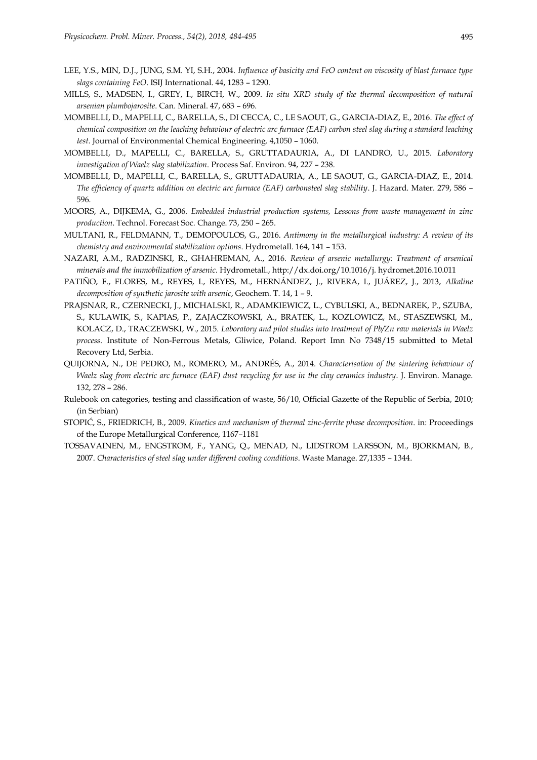LEE, Y.S., MIN, D.J., JUNG, S.M. YI, S.H., 2004. *Influence of basicity and FeO content on viscosity of blast furnace type slags containing FeO*. ISIJ International. 44, 1283 – 1290.

MILLS, S., MADSEN, I., GREY, I., BIRCH, W., 2009. *In situ XRD study of the thermal decomposition of natural arsenian plumbojarosite*. Can. Mineral. 47, 683 – 696.

MOMBELLI, D., MAPELLI, C., BARELLA, S., DI CECCA, C., LE SAOUT, G., GARCIA-DIAZ, E., 2016. *The effect of chemical composition on the leaching behaviour of electric arc furnace (EAF) carbon steel slag during a standard leaching test*. Journal of Environmental Chemical Engineering. 4,1050 – 1060.

MOMBELLI, D., MAPELLI, C., BARELLA, S., GRUTTADAURIA, A., DI LANDRO, U., 2015. *Laboratory investigation of Waelz slag stabilization*. Process Saf. Environ. 94, 227 – 238.

MOMBELLI, D., MAPELLI, C., BARELLA, S., GRUTTADAURIA, A., LE SAOUT, G., GARCIA-DIAZ, E., 2014. *The efficiency of quartz addition on electric arc furnace (EAF) carbonsteel slag stability*. J. Hazard. Mater. 279, 586 – 596.

MOORS, A., DIJKEMA, G., 2006. *Embedded industrial production systems, Lessons from waste management in zinc production*. Technol. Forecast Soc. Change. 73, 250 – 265.

MULTANI, R., FELDMANN, T., DEMOPOULOS, G., 2016. *Antimony in the metallurgical industry: A review of its chemistry and environmental stabilization options*. Hydrometall. 164, 141 – 153.

NAZARI, A.M., RADZINSKI, R., GHAHREMAN, A., 2016. *Review of arsenic metallurgy: Treatment of arsenical minerals and the immobilization of arsenic*. Hydrometall., http://dx.doi.org/10.1016/j. hydromet.2016.10.011

PATIÑO, F., FLORES, M., REYES, I., REYES, M., HERNÁNDEZ, J., RIVERA, I., JUÁREZ, J., 2013, *Alkaline decomposition of synthetic jarosite with arsenic*, Geochem. T. 14, 1 – 9.

PRAJSNAR, R., CZERNECKI, J., MICHALSKI, R., ADAMKIEWICZ, L., CYBULSKI, A., BEDNAREK, P., SZUBA, S., KULAWIK, S., KAPIAS, P., ZAJACZKOWSKI, A., BRATEK, L., KOZLOWICZ, M., STASZEWSKI, M., KOLACZ, D., TRACZEWSKI, W., 2015. *Laboratory and pilot studies into treatment of Pb/Zn raw materials in Waelz process*. Institute of Non-Ferrous Metals, Gliwice, Poland. Report Imn No 7348/15 submitted to Metal Recovery Ltd, Serbia.

QUIJORNA, N., DE PEDRO, M., ROMERO, M., ANDRÉS, A., 2014. *Characterisation of the sintering behaviour of Waelz slag from electric arc furnace (EAF) dust recycling for use in the clay ceramics industry*. J. Environ. Manage. 132, 278 – 286.

Rulebook on categories, testing and classification of waste, 56/10, Official Gazette of the Republic of Serbia, 2010; (in Serbian)

STOPIĆ, S., FRIEDRICH, B., 2009. *Kinetics and mechanism of thermal zinc-ferrite phase decomposition*. in: Proceedings of the Europe Metallurgical Conference, 1167–1181

TOSSAVAINEN, M., ENGSTROM, F., YANG, Q., MENAD, N., LIDSTROM LARSSON, M., BJORKMAN, B., 2007. *Characteristics of steel slag under different cooling conditions*. Waste Manage. 27,1335 – 1344.